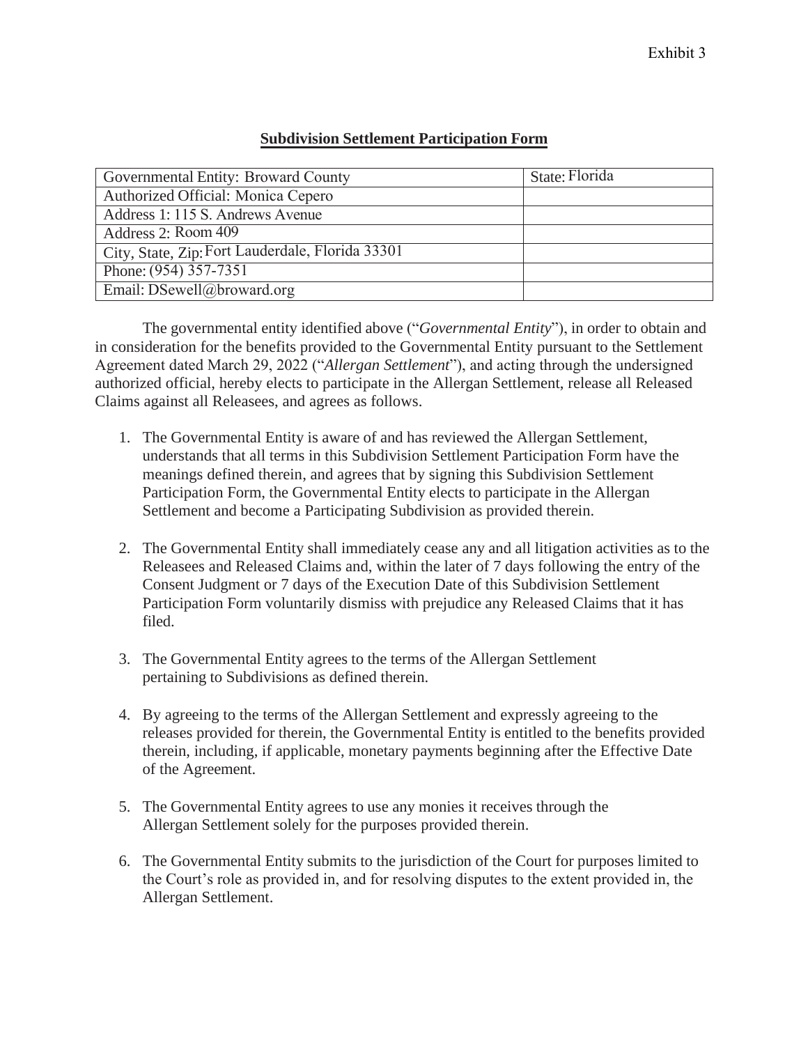Exhibit 3

**Subdivision Settlement Participation Form**

| Governmental Entity: Broward County | State: Florida |
|---|---|
| Authorized Official: Monica Cepero | |
| Address 1: 115 S. Andrews Avenue | |
| Address 2: Room 409 | |
| City, State, Zip: Fort Lauderdale, Florida 33301 | |
| Phone: (954) 357-7351 | |
| Email: DSewell@broward.org | |

The governmental entity identified above ("*Governmental Entity*"), in order to obtain and in consideration for the benefits provided to the Governmental Entity pursuant to the Settlement Agreement dated March 29, 2022 ("*Allergan Settlement*"), and acting through the undersigned authorized official, hereby elects to participate in the Allergan Settlement, release all Released Claims against all Releasees, and agrees as follows.

1. The Governmental Entity is aware of and has reviewed the Allergan Settlement, understands that all terms in this Subdivision Settlement Participation Form have the meanings defined therein, and agrees that by signing this Subdivision Settlement Participation Form, the Governmental Entity elects to participate in the Allergan Settlement and become a Participating Subdivision as provided therein.

2. The Governmental Entity shall immediately cease any and all litigation activities as to the Releasees and Released Claims and, within the later of 7 days following the entry of the Consent Judgment or 7 days of the Execution Date of this Subdivision Settlement Participation Form voluntarily dismiss with prejudice any Released Claims that it has filed.

3. The Governmental Entity agrees to the terms of the Allergan Settlement pertaining to Subdivisions as defined therein.

4. By agreeing to the terms of the Allergan Settlement and expressly agreeing to the releases provided for therein, the Governmental Entity is entitled to the benefits provided therein, including, if applicable, monetary payments beginning after the Effective Date of the Agreement.

5. The Governmental Entity agrees to use any monies it receives through the Allergan Settlement solely for the purposes provided therein.

6. The Governmental Entity submits to the jurisdiction of the Court for purposes limited to the Court's role as provided in, and for resolving disputes to the extent provided in, the Allergan Settlement.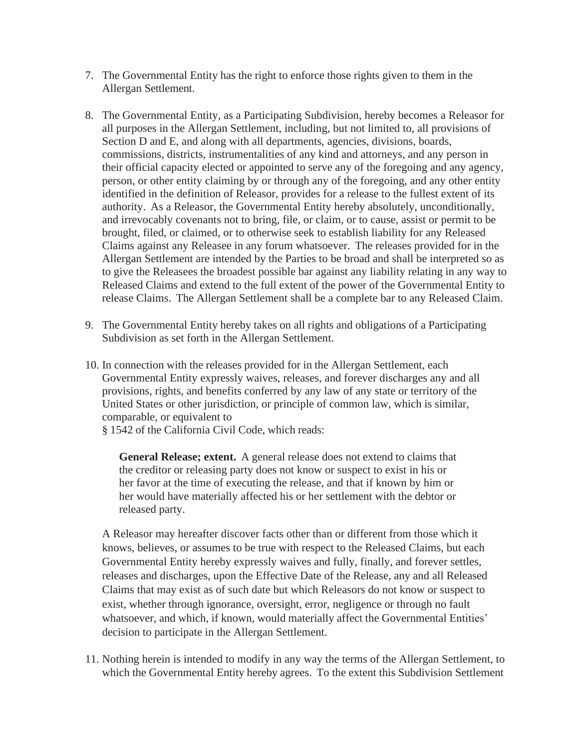7. The Governmental Entity has the right to enforce those rights given to them in the Allergan Settlement.

8. The Governmental Entity, as a Participating Subdivision, hereby becomes a Releasor for all purposes in the Allergan Settlement, including, but not limited to, all provisions of Section D and E, and along with all departments, agencies, divisions, boards, commissions, districts, instrumentalities of any kind and attorneys, and any person in their official capacity elected or appointed to serve any of the foregoing and any agency, person, or other entity claiming by or through any of the foregoing, and any other entity identified in the definition of Releasor, provides for a release to the fullest extent of its authority. As a Releasor, the Governmental Entity hereby absolutely, unconditionally, and irrevocably covenants not to bring, file, or claim, or to cause, assist or permit to be brought, filed, or claimed, or to otherwise seek to establish liability for any Released Claims against any Releasee in any forum whatsoever. The releases provided for in the Allergan Settlement are intended by the Parties to be broad and shall be interpreted so as to give the Releasees the broadest possible bar against any liability relating in any way to Released Claims and extend to the full extent of the power of the Governmental Entity to release Claims. The Allergan Settlement shall be a complete bar to any Released Claim.

9. The Governmental Entity hereby takes on all rights and obligations of a Participating Subdivision as set forth in the Allergan Settlement.

10. In connection with the releases provided for in the Allergan Settlement, each Governmental Entity expressly waives, releases, and forever discharges any and all provisions, rights, and benefits conferred by any law of any state or territory of the United States or other jurisdiction, or principle of common law, which is similar, comparable, or equivalent to
§ 1542 of the California Civil Code, which reads:

    > **General Release; extent.** A general release does not extend to claims that the creditor or releasing party does not know or suspect to exist in his or her favor at the time of executing the release, and that if known by him or her would have materially affected his or her settlement with the debtor or released party.

    A Releasor may hereafter discover facts other than or different from those which it knows, believes, or assumes to be true with respect to the Released Claims, but each Governmental Entity hereby expressly waives and fully, finally, and forever settles, releases and discharges, upon the Effective Date of the Release, any and all Released Claims that may exist as of such date but which Releasors do not know or suspect to exist, whether through ignorance, oversight, error, negligence or through no fault whatsoever, and which, if known, would materially affect the Governmental Entities' decision to participate in the Allergan Settlement.

11. Nothing herein is intended to modify in any way the terms of the Allergan Settlement, to which the Governmental Entity hereby agrees. To the extent this Subdivision Settlement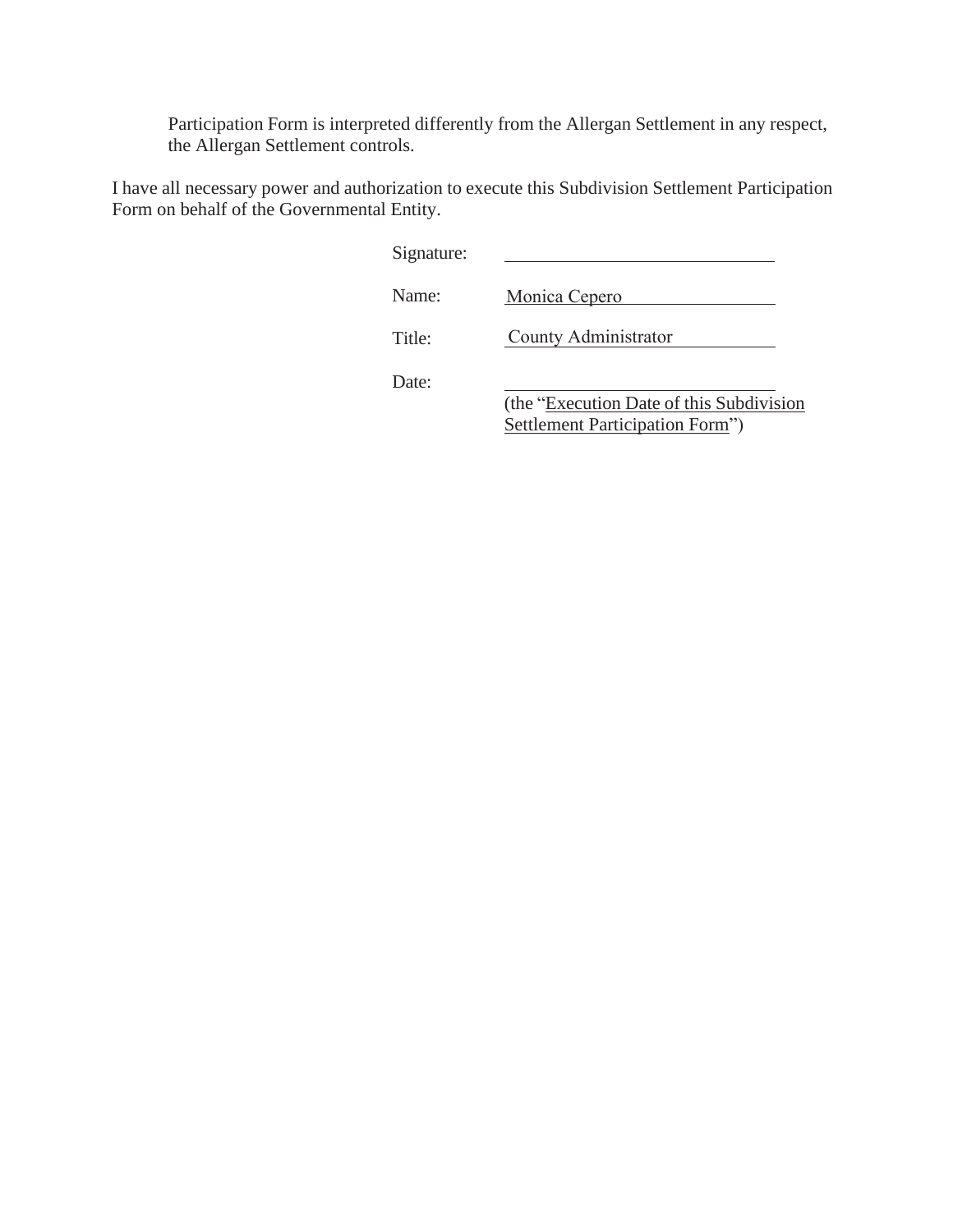Participation Form is interpreted differently from the Allergan Settlement in any respect, the Allergan Settlement controls.

I have all necessary power and authorization to execute this Subdivision Settlement Participation Form on behalf of the Governmental Entity.

Signature: ______________________________

Name: Monica Cepero

Title: County Administrator

Date: ______________________________
(the "Execution Date of this Subdivision Settlement Participation Form")